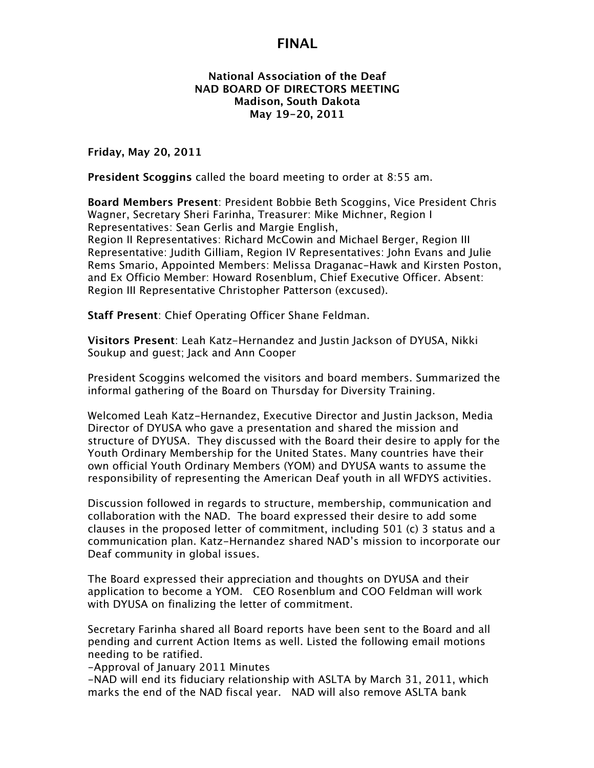# FINAL

**National Association of the Deaf**
**NAD BOARD OF DIRECTORS MEETING**
**Madison, South Dakota**
**May 19-20, 2011**

**Friday, May 20, 2011**

**President Scoggins** called the board meeting to order at 8:55 am.

**Board Members Present**: President Bobbie Beth Scoggins, Vice President Chris Wagner, Secretary Sheri Farinha, Treasurer: Mike Michner, Region I Representatives: Sean Gerlis and Margie English, Region II Representatives: Richard McCowin and Michael Berger, Region III Representative: Judith Gilliam, Region IV Representatives: John Evans and Julie Rems Smario, Appointed Members: Melissa Draganac-Hawk and Kirsten Poston, and Ex Officio Member: Howard Rosenblum, Chief Executive Officer. Absent: Region III Representative Christopher Patterson (excused).

**Staff Present**: Chief Operating Officer Shane Feldman.

**Visitors Present**: Leah Katz-Hernandez and Justin Jackson of DYUSA, Nikki Soukup and guest; Jack and Ann Cooper

President Scoggins welcomed the visitors and board members. Summarized the informal gathering of the Board on Thursday for Diversity Training.

Welcomed Leah Katz-Hernandez, Executive Director and Justin Jackson, Media Director of DYUSA who gave a presentation and shared the mission and structure of DYUSA. They discussed with the Board their desire to apply for the Youth Ordinary Membership for the United States. Many countries have their own official Youth Ordinary Members (YOM) and DYUSA wants to assume the responsibility of representing the American Deaf youth in all WFDYS activities.

Discussion followed in regards to structure, membership, communication and collaboration with the NAD. The board expressed their desire to add some clauses in the proposed letter of commitment, including 501 (c) 3 status and a communication plan. Katz-Hernandez shared NAD's mission to incorporate our Deaf community in global issues.

The Board expressed their appreciation and thoughts on DYUSA and their application to become a YOM. CEO Rosenblum and COO Feldman will work with DYUSA on finalizing the letter of commitment.

Secretary Farinha shared all Board reports have been sent to the Board and all pending and current Action Items as well. Listed the following email motions needing to be ratified.
-Approval of January 2011 Minutes
-NAD will end its fiduciary relationship with ASLTA by March 31, 2011, which marks the end of the NAD fiscal year. NAD will also remove ASLTA bank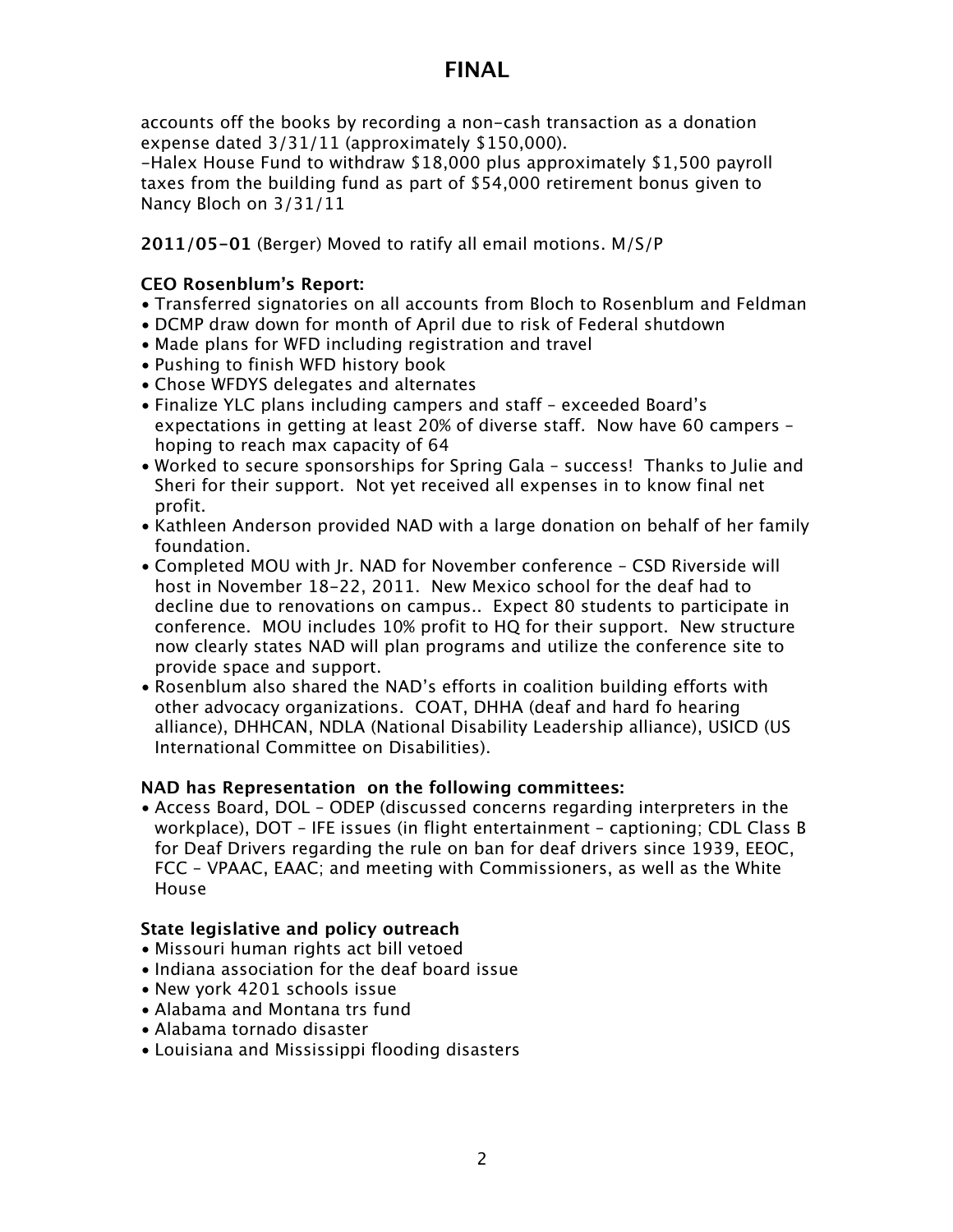# FINAL

accounts off the books by recording a non-cash transaction as a donation expense dated 3/31/11 (approximately $150,000).
-Halex House Fund to withdraw $18,000 plus approximately $1,500 payroll taxes from the building fund as part of $54,000 retirement bonus given to Nancy Bloch on 3/31/11

**2011/05-01** (Berger) Moved to ratify all email motions. M/S/P

**CEO Rosenblum's Report:**

- Transferred signatories on all accounts from Bloch to Rosenblum and Feldman
- DCMP draw down for month of April due to risk of Federal shutdown
- Made plans for WFD including registration and travel
- Pushing to finish WFD history book
- Chose WFDYS delegates and alternates
- Finalize YLC plans including campers and staff – exceeded Board's expectations in getting at least 20% of diverse staff. Now have 60 campers – hoping to reach max capacity of 64
- Worked to secure sponsorships for Spring Gala – success! Thanks to Julie and Sheri for their support. Not yet received all expenses in to know final net profit.
- Kathleen Anderson provided NAD with a large donation on behalf of her family foundation.
- Completed MOU with Jr. NAD for November conference – CSD Riverside will host in November 18-22, 2011. New Mexico school for the deaf had to decline due to renovations on campus.. Expect 80 students to participate in conference. MOU includes 10% profit to HQ for their support. New structure now clearly states NAD will plan programs and utilize the conference site to provide space and support.
- Rosenblum also shared the NAD's efforts in coalition building efforts with other advocacy organizations. COAT, DHHA (deaf and hard fo hearing alliance), DHHCAN, NDLA (National Disability Leadership alliance), USICD (US International Committee on Disabilities).

**NAD has Representation on the following committees:**

- Access Board, DOL – ODEP (discussed concerns regarding interpreters in the workplace), DOT – IFE issues (in flight entertainment – captioning; CDL Class B for Deaf Drivers regarding the rule on ban for deaf drivers since 1939, EEOC, FCC – VPAAC, EAAC; and meeting with Commissioners, as well as the White House

**State legislative and policy outreach**

- Missouri human rights act bill vetoed
- Indiana association for the deaf board issue
- New york 4201 schools issue
- Alabama and Montana trs fund
- Alabama tornado disaster
- Louisiana and Mississippi flooding disasters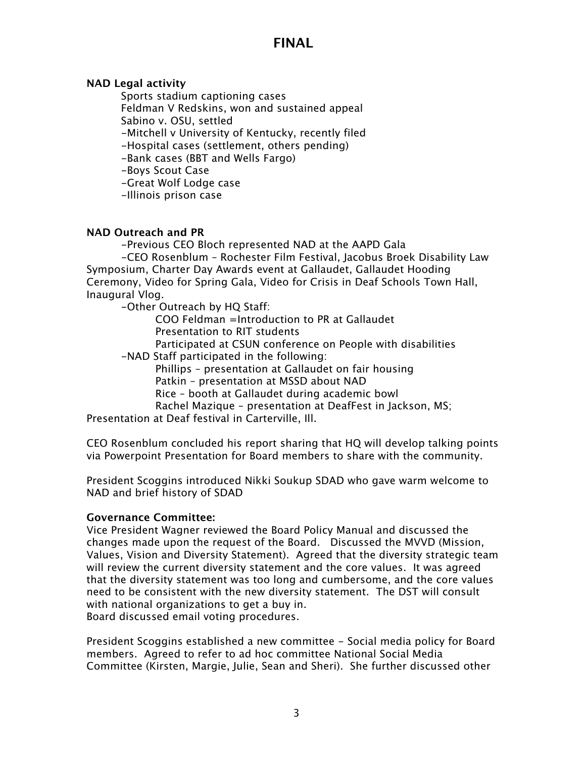# FINAL

**NAD Legal activity**

Sports stadium captioning cases
Feldman V Redskins, won and sustained appeal
Sabino v. OSU, settled
-Mitchell v University of Kentucky, recently filed
-Hospital cases (settlement, others pending)
-Bank cases (BBT and Wells Fargo)
-Boys Scout Case
-Great Wolf Lodge case
-Illinois prison case

**NAD Outreach and PR**

-Previous CEO Bloch represented NAD at the AAPD Gala

-CEO Rosenblum – Rochester Film Festival, Jacobus Broek Disability Law Symposium, Charter Day Awards event at Gallaudet, Gallaudet Hooding Ceremony, Video for Spring Gala, Video for Crisis in Deaf Schools Town Hall, Inaugural Vlog.

-Other Outreach by HQ Staff:

- COO Feldman =Introduction to PR at Gallaudet
- Presentation to RIT students
- Participated at CSUN conference on People with disabilities

-NAD Staff participated in the following:

- Phillips – presentation at Gallaudet on fair housing
- Patkin – presentation at MSSD about NAD
- Rice – booth at Gallaudet during academic bowl
- Rachel Mazique – presentation at DeafFest in Jackson, MS; Presentation at Deaf festival in Carterville, Ill.

CEO Rosenblum concluded his report sharing that HQ will develop talking points via Powerpoint Presentation for Board members to share with the community.

President Scoggins introduced Nikki Soukup SDAD who gave warm welcome to NAD and brief history of SDAD

**Governance Committee:**
Vice President Wagner reviewed the Board Policy Manual and discussed the changes made upon the request of the Board. Discussed the MVVD (Mission, Values, Vision and Diversity Statement). Agreed that the diversity strategic team will review the current diversity statement and the core values. It was agreed that the diversity statement was too long and cumbersome, and the core values need to be consistent with the new diversity statement. The DST will consult with national organizations to get a buy in.
Board discussed email voting procedures.

President Scoggins established a new committee - Social media policy for Board members. Agreed to refer to ad hoc committee National Social Media Committee (Kirsten, Margie, Julie, Sean and Sheri). She further discussed other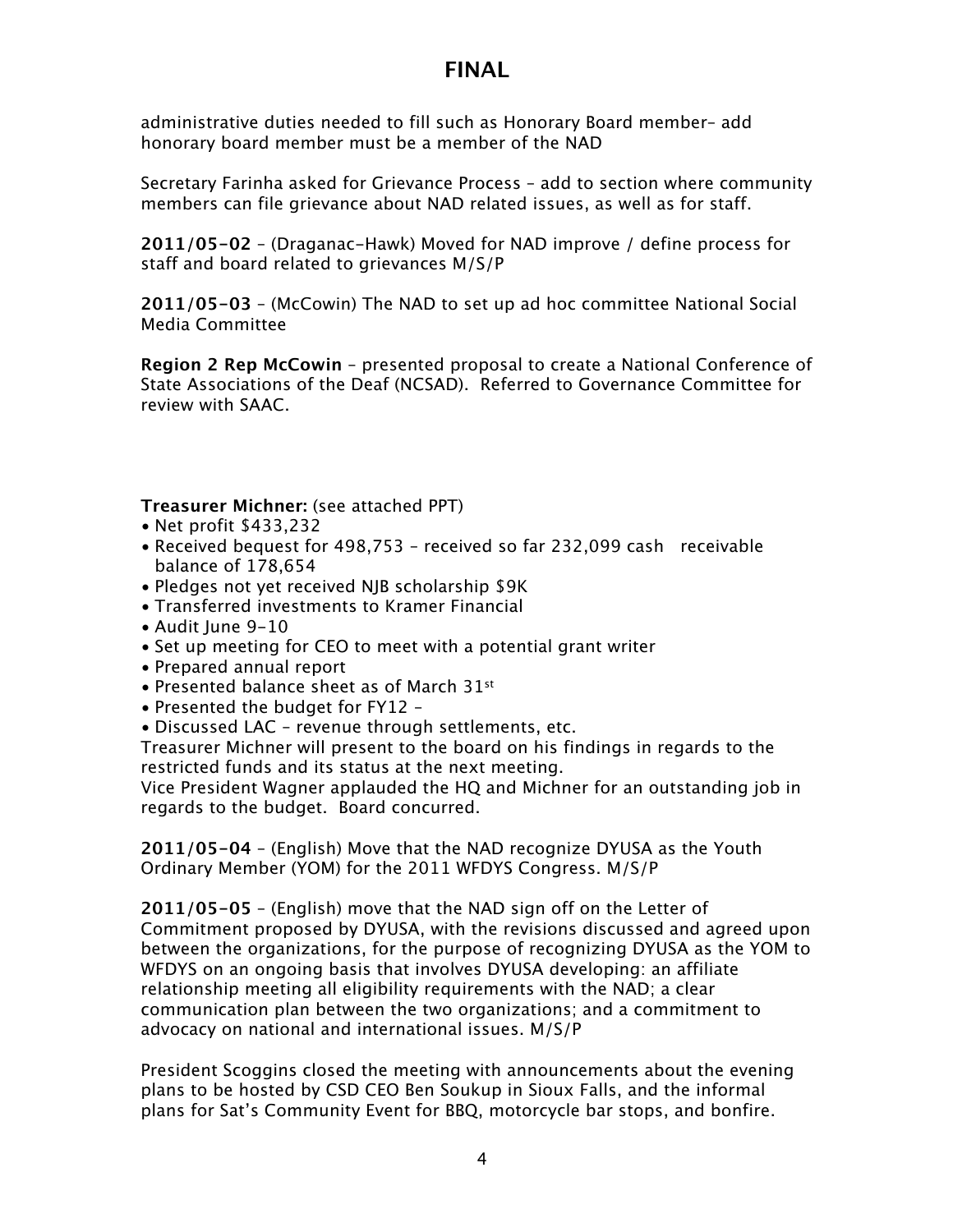# FINAL

administrative duties needed to fill such as Honorary Board member– add honorary board member must be a member of the NAD

Secretary Farinha asked for Grievance Process – add to section where community members can file grievance about NAD related issues, as well as for staff.

**2011/05-02** – (Draganac-Hawk) Moved for NAD improve / define process for staff and board related to grievances M/S/P

**2011/05-03** – (McCowin) The NAD to set up ad hoc committee National Social Media Committee

**Region 2 Rep McCowin** – presented proposal to create a National Conference of State Associations of the Deaf (NCSAD). Referred to Governance Committee for review with SAAC.

**Treasurer Michner:** (see attached PPT)

- Net profit $433,232
- Received bequest for 498,753 – received so far 232,099 cash receivable balance of 178,654
- Pledges not yet received NJB scholarship $9K
- Transferred investments to Kramer Financial
- Audit June 9-10
- Set up meeting for CEO to meet with a potential grant writer
- Prepared annual report
- Presented balance sheet as of March 31st
- Presented the budget for FY12 –
- Discussed LAC – revenue through settlements, etc.

Treasurer Michner will present to the board on his findings in regards to the restricted funds and its status at the next meeting.
Vice President Wagner applauded the HQ and Michner for an outstanding job in regards to the budget. Board concurred.

**2011/05-04** – (English) Move that the NAD recognize DYUSA as the Youth Ordinary Member (YOM) for the 2011 WFDYS Congress. M/S/P

**2011/05-05** – (English) move that the NAD sign off on the Letter of Commitment proposed by DYUSA, with the revisions discussed and agreed upon between the organizations, for the purpose of recognizing DYUSA as the YOM to WFDYS on an ongoing basis that involves DYUSA developing: an affiliate relationship meeting all eligibility requirements with the NAD; a clear communication plan between the two organizations; and a commitment to advocacy on national and international issues. M/S/P

President Scoggins closed the meeting with announcements about the evening plans to be hosted by CSD CEO Ben Soukup in Sioux Falls, and the informal plans for Sat's Community Event for BBQ, motorcycle bar stops, and bonfire.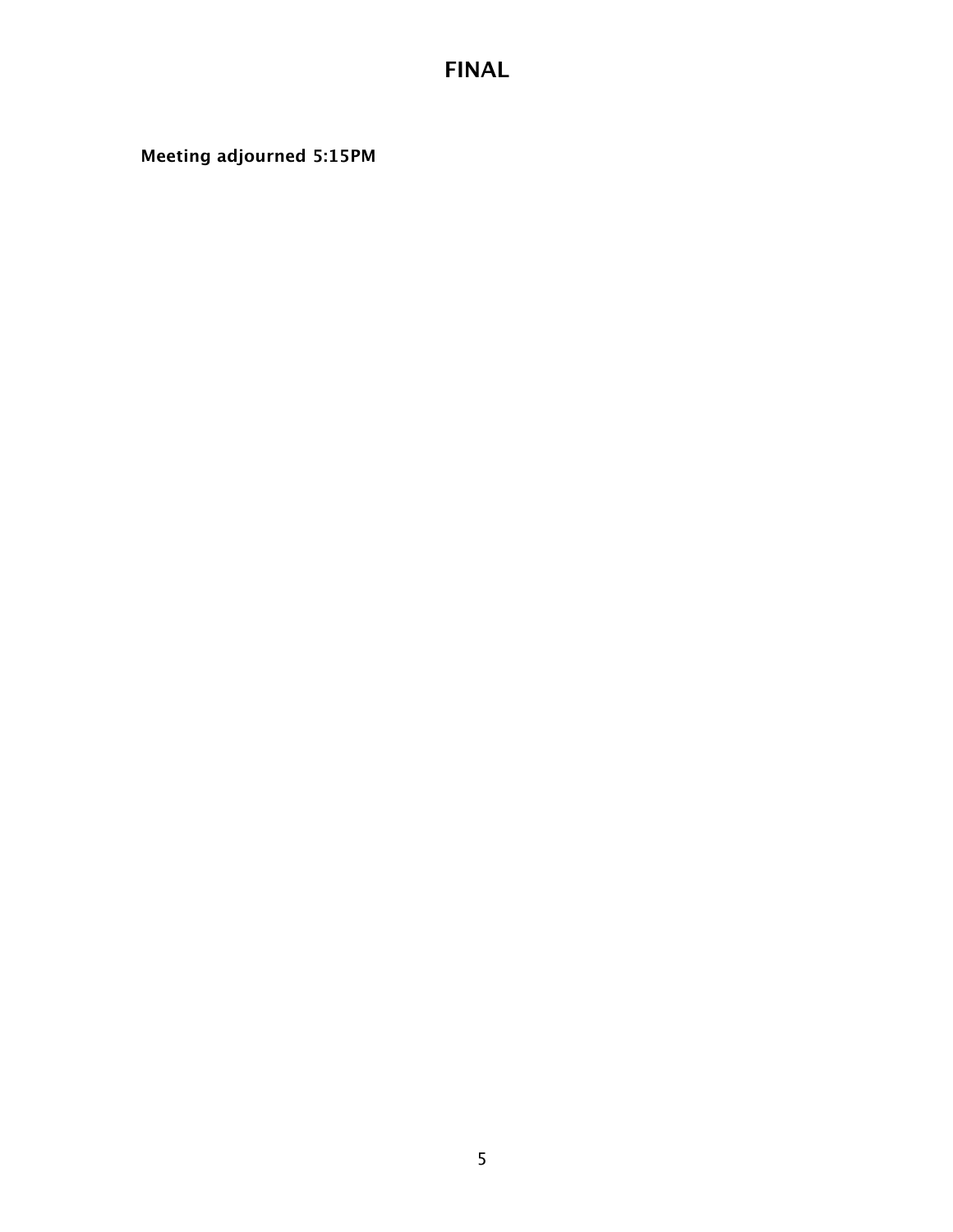**Meeting adjourned 5:15PM**